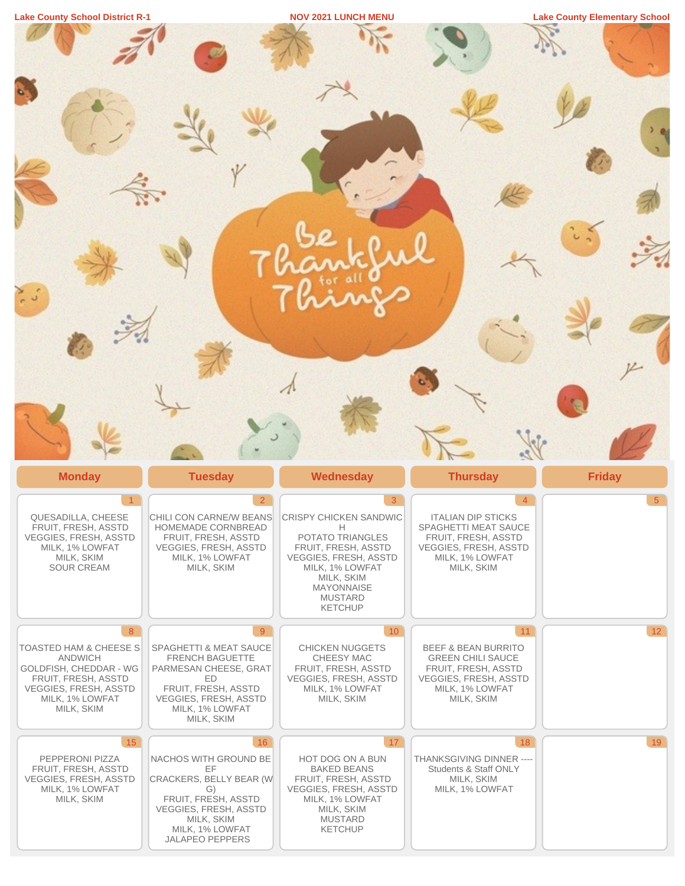Lake County School District R-1

# NOV 2021 LUNCH MENU

Lake County Elementary School

Be Thankful for all Things

| Monday | Tuesday | Wednesday | Thursday | Friday |
|---|---|---|---|---|
| **1**<br>QUESADILLA, CHEESE<br>FRUIT, FRESH, ASSTD<br>VEGGIES, FRESH, ASSTD<br>MILK, 1% LOWFAT<br>MILK, SKIM<br>SOUR CREAM | **2**<br>CHILI CON CARNE/W BEANS<br>HOMEMADE CORNBREAD<br>FRUIT, FRESH, ASSTD<br>VEGGIES, FRESH, ASSTD<br>MILK, 1% LOWFAT<br>MILK, SKIM | **3**<br>CRISPY CHICKEN SANDWICH<br>POTATO TRIANGLES<br>FRUIT, FRESH, ASSTD<br>VEGGIES, FRESH, ASSTD<br>MILK, 1% LOWFAT<br>MILK, SKIM<br>MAYONNAISE<br>MUSTARD<br>KETCHUP | **4**<br>ITALIAN DIP STICKS<br>SPAGHETTI MEAT SAUCE<br>FRUIT, FRESH, ASSTD<br>VEGGIES, FRESH, ASSTD<br>MILK, 1% LOWFAT<br>MILK, SKIM | **5** |
| **8**<br>TOASTED HAM & CHEESE SANDWICH<br>GOLDFISH, CHEDDAR - WG<br>FRUIT, FRESH, ASSTD<br>VEGGIES, FRESH, ASSTD<br>MILK, 1% LOWFAT<br>MILK, SKIM | **9**<br>SPAGHETTI & MEAT SAUCE<br>FRENCH BAGUETTE<br>PARMESAN CHEESE, GRATED<br>FRUIT, FRESH, ASSTD<br>VEGGIES, FRESH, ASSTD<br>MILK, 1% LOWFAT<br>MILK, SKIM | **10**<br>CHICKEN NUGGETS<br>CHEESY MAC<br>FRUIT, FRESH, ASSTD<br>VEGGIES, FRESH, ASSTD<br>MILK, 1% LOWFAT<br>MILK, SKIM | **11**<br>BEEF & BEAN BURRITO<br>GREEN CHILI SAUCE<br>FRUIT, FRESH, ASSTD<br>VEGGIES, FRESH, ASSTD<br>MILK, 1% LOWFAT<br>MILK, SKIM | **12** |
| **15**<br>PEPPERONI PIZZA<br>FRUIT, FRESH, ASSTD<br>VEGGIES, FRESH, ASSTD<br>MILK, 1% LOWFAT<br>MILK, SKIM | **16**<br>NACHOS WITH GROUND BEEF<br>CRACKERS, BELLY BEAR (WG)<br>FRUIT, FRESH, ASSTD<br>VEGGIES, FRESH, ASSTD<br>MILK, SKIM<br>MILK, 1% LOWFAT<br>JALAPEO PEPPERS | **17**<br>HOT DOG ON A BUN<br>BAKED BEANS<br>FRUIT, FRESH, ASSTD<br>VEGGIES, FRESH, ASSTD<br>MILK, 1% LOWFAT<br>MILK, SKIM<br>MUSTARD<br>KETCHUP | **18**<br>THANKSGIVING DINNER ----<br>Students & Staff ONLY<br>MILK, SKIM<br>MILK, 1% LOWFAT | **19** |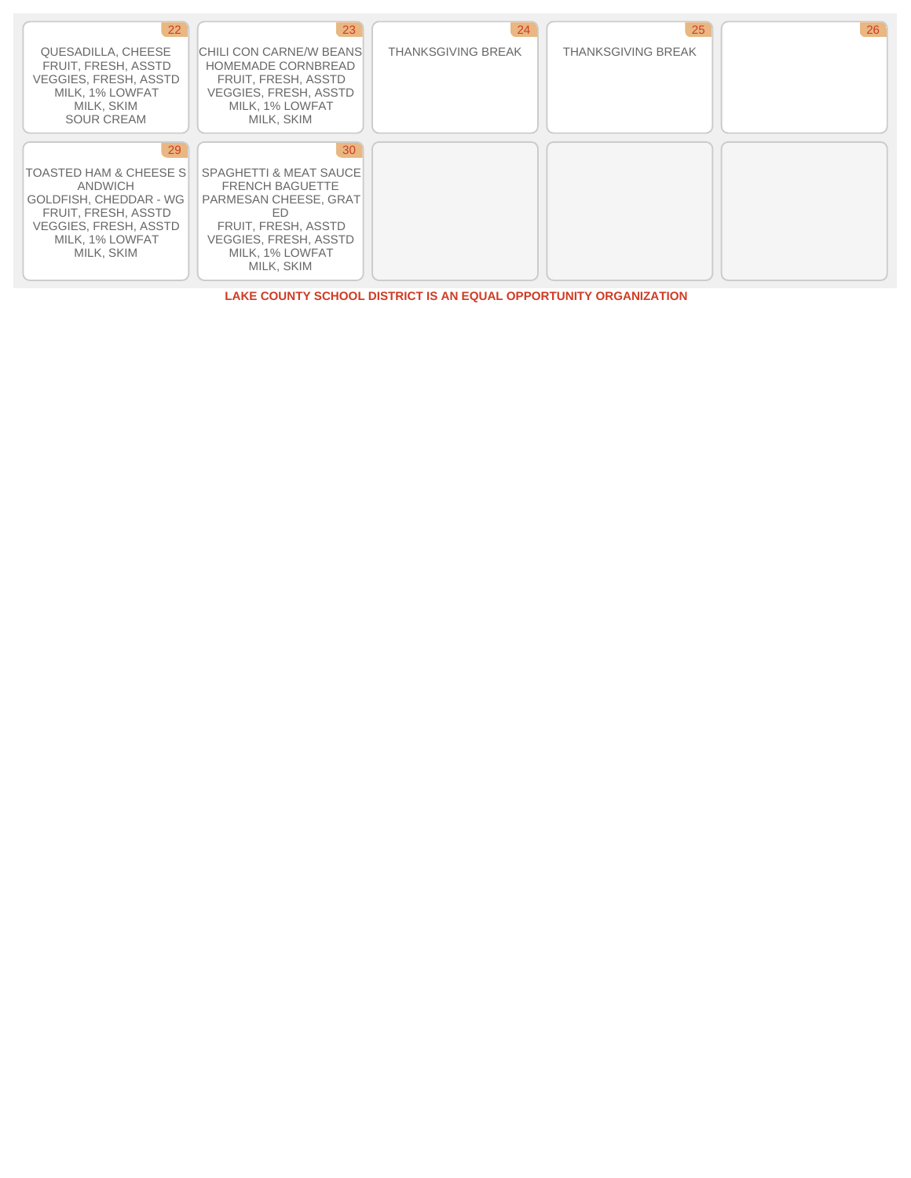| | | | | |
|---|---|---|---|---|
| 22<br>QUESADILLA, CHEESE<br>FRUIT, FRESH, ASSTD<br>VEGGIES, FRESH, ASSTD<br>MILK, 1% LOWFAT<br>MILK, SKIM<br>SOUR CREAM | 23<br>CHILI CON CARNE/W BEANS<br>HOMEMADE CORNBREAD<br>FRUIT, FRESH, ASSTD<br>VEGGIES, FRESH, ASSTD<br>MILK, 1% LOWFAT<br>MILK, SKIM | 24<br>THANKSGIVING BREAK | 25<br>THANKSGIVING BREAK | 26 |
| 29<br>TOASTED HAM & CHEESE SANDWICH<br>GOLDFISH, CHEDDAR - WG<br>FRUIT, FRESH, ASSTD<br>VEGGIES, FRESH, ASSTD<br>MILK, 1% LOWFAT<br>MILK, SKIM | 30<br>SPAGHETTI & MEAT SAUCE<br>FRENCH BAGUETTE<br>PARMESAN CHEESE, GRATED<br>FRUIT, FRESH, ASSTD<br>VEGGIES, FRESH, ASSTD<br>MILK, 1% LOWFAT<br>MILK, SKIM | | | |

**LAKE COUNTY SCHOOL DISTRICT IS AN EQUAL OPPORTUNITY ORGANIZATION**